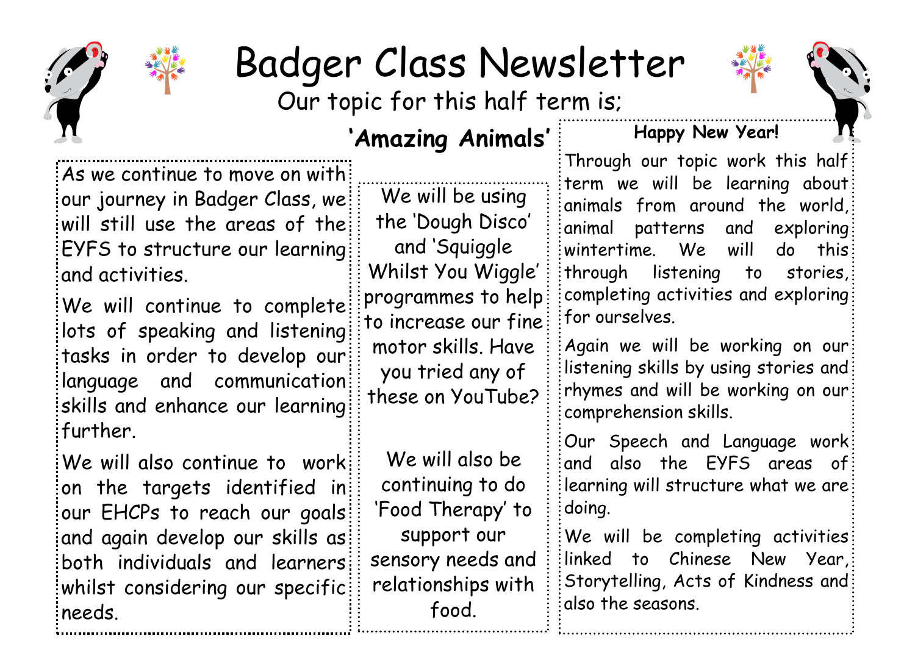# Badger Class Newsletter

Our topic for this half term is;

## 'Amazing Animals'

As we continue to move on with our journey in Badger Class, we will still use the areas of the EYFS to structure our learning and activities.

We will continue to complete lots of speaking and listening tasks in order to develop our language and communication skills and enhance our learning further.

We will also continue to work on the targets identified in our EHCPs to reach our goals and again develop our skills as both individuals and learners whilst considering our specific needs.

We will be using the 'Dough Disco' and 'Squiggle Whilst You Wiggle' programmes to help to increase our fine motor skills. Have you tried any of these on YouTube?

We will also be continuing to do 'Food Therapy' to support our sensory needs and relationships with food.

**Happy New Year!**

Through our topic work this half term we will be learning about animals from around the world, animal patterns and exploring wintertime. We will do this through listening to stories, completing activities and exploring for ourselves.

Again we will be working on our listening skills by using stories and rhymes and will be working on our comprehension skills.

Our Speech and Language work and also the EYFS areas of learning will structure what we are doing.

We will be completing activities linked to Chinese New Year, Storytelling, Acts of Kindness and also the seasons.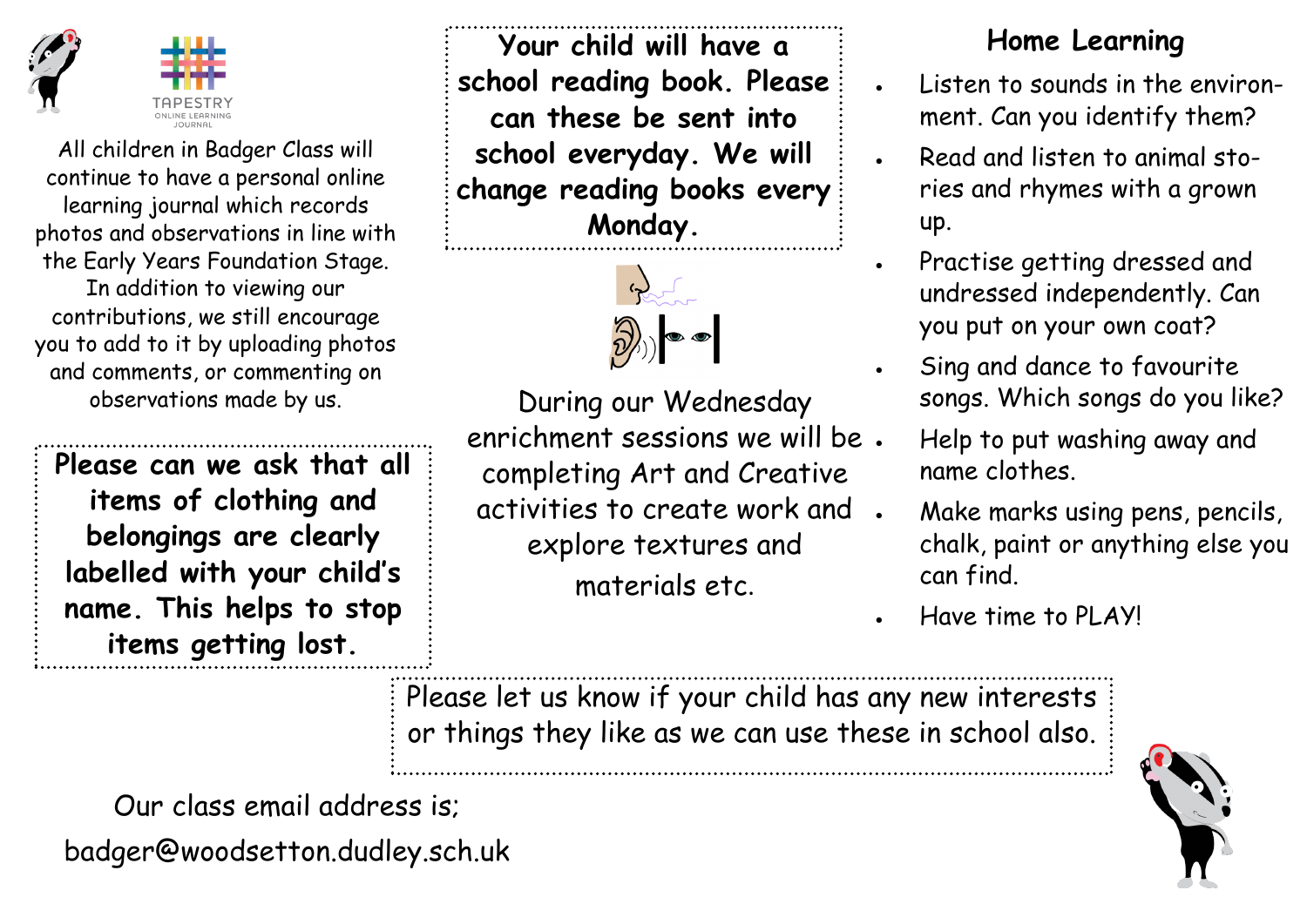TAPESTRY
ONLINE LEARNING JOURNAL

All children in Badger Class will continue to have a personal online learning journal which records photos and observations in line with the Early Years Foundation Stage. In addition to viewing our contributions, we still encourage you to add to it by uploading photos and comments, or commenting on observations made by us.

**Please can we ask that all items of clothing and belongings are clearly labelled with your child's name. This helps to stop items getting lost.**

**Your child will have a school reading book. Please can these be sent into school everyday. We will change reading books every Monday.**

During our Wednesday enrichment sessions we will be completing Art and Creative activities to create work and explore textures and materials etc.

## Home Learning

- Listen to sounds in the environment. Can you identify them?
- Read and listen to animal stories and rhymes with a grown up.
- Practise getting dressed and undressed independently. Can you put on your own coat?
- Sing and dance to favourite songs. Which songs do you like?
- Help to put washing away and name clothes.
- Make marks using pens, pencils, chalk, paint or anything else you can find.
- Have time to PLAY!

Please let us know if your child has any new interests or things they like as we can use these in school also.

Our class email address is;

badger@woodsetton.dudley.sch.uk